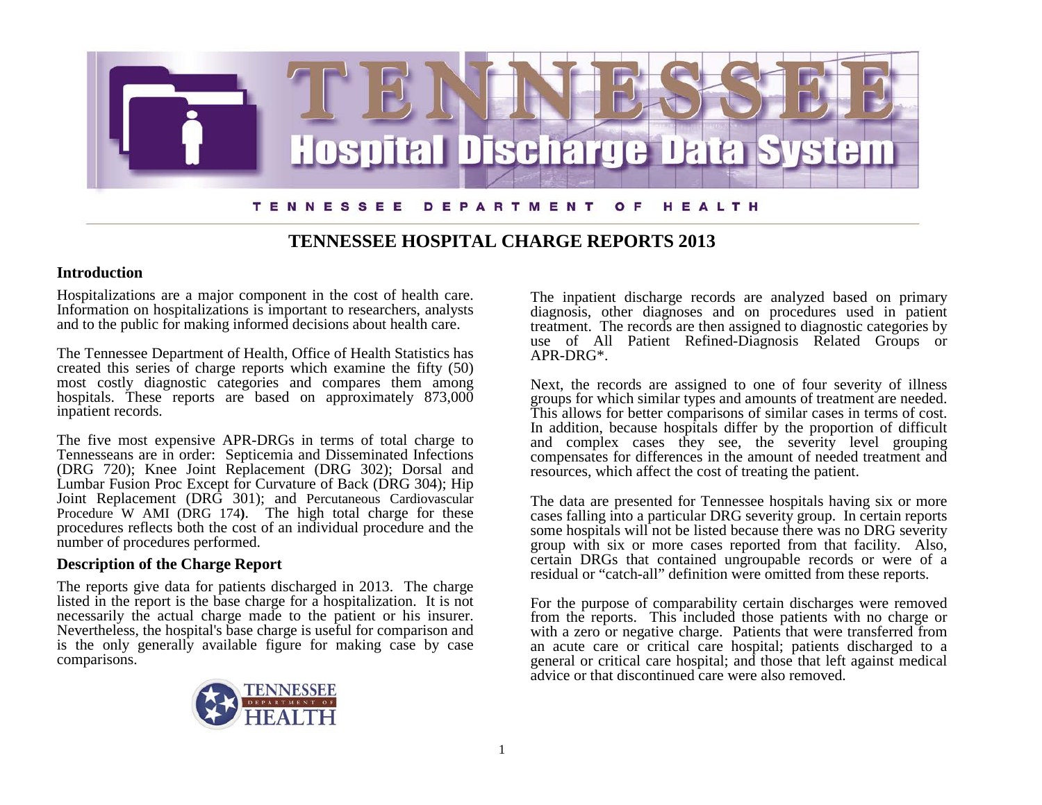# TENNESSEE Hospital Discharge Data System

TENNESSEE DEPARTMENT OF HEALTH

## TENNESSEE HOSPITAL CHARGE REPORTS 2013

### Introduction

Hospitalizations are a major component in the cost of health care. Information on hospitalizations is important to researchers, analysts and to the public for making informed decisions about health care.

The Tennessee Department of Health, Office of Health Statistics has created this series of charge reports which examine the fifty (50) most costly diagnostic categories and compares them among hospitals. These reports are based on approximately 873,000 inpatient records.

The five most expensive APR-DRGs in terms of total charge to Tennesseans are in order: Septicemia and Disseminated Infections (DRG 720); Knee Joint Replacement (DRG 302); Dorsal and Lumbar Fusion Proc Except for Curvature of Back (DRG 304); Hip Joint Replacement (DRG 301); and Percutaneous Cardiovascular Procedure W AMI (DRG 174**)**. The high total charge for these procedures reflects both the cost of an individual procedure and the number of procedures performed.

### Description of the Charge Report

The reports give data for patients discharged in 2013. The charge listed in the report is the base charge for a hospitalization. It is not necessarily the actual charge made to the patient or his insurer. Nevertheless, the hospital's base charge is useful for comparison and is the only generally available figure for making case by case comparisons.

The inpatient discharge records are analyzed based on primary diagnosis, other diagnoses and on procedures used in patient treatment. The records are then assigned to diagnostic categories by use of All Patient Refined-Diagnosis Related Groups or APR-DRG*.

Next, the records are assigned to one of four severity of illness groups for which similar types and amounts of treatment are needed. This allows for better comparisons of similar cases in terms of cost. In addition, because hospitals differ by the proportion of difficult and complex cases they see, the severity level grouping compensates for differences in the amount of needed treatment and resources, which affect the cost of treating the patient.

The data are presented for Tennessee hospitals having six or more cases falling into a particular DRG severity group. In certain reports some hospitals will not be listed because there was no DRG severity group with six or more cases reported from that facility. Also, certain DRGs that contained ungroupable records or were of a residual or "catch-all" definition were omitted from these reports.

For the purpose of comparability certain discharges were removed from the reports. This included those patients with no charge or with a zero or negative charge. Patients that were transferred from an acute care or critical care hospital; patients discharged to a general or critical care hospital; and those that left against medical advice or that discontinued care were also removed.

TENNESSEE DEPARTMENT OF HEALTH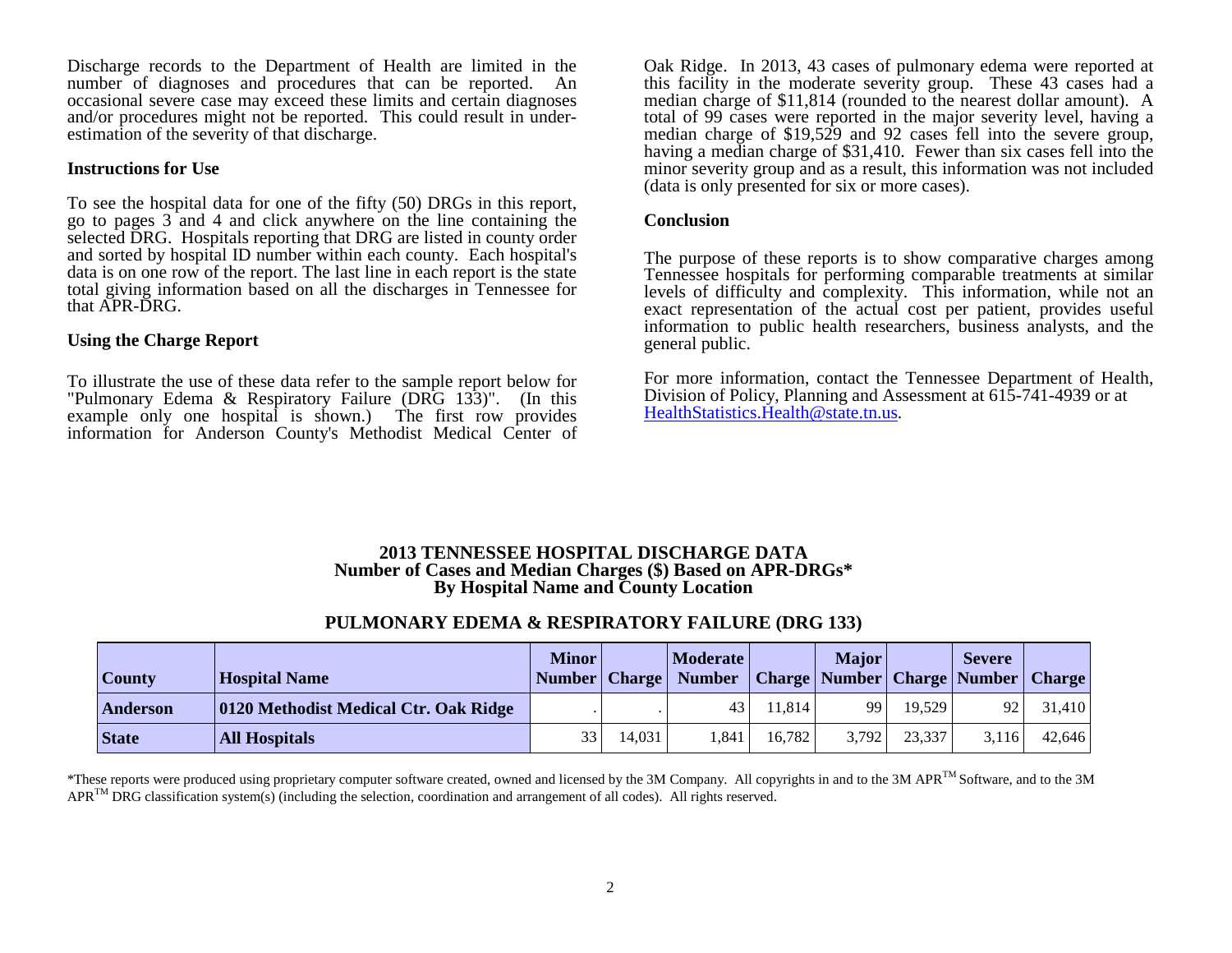Discharge records to the Department of Health are limited in the number of diagnoses and procedures that can be reported. An occasional severe case may exceed these limits and certain diagnoses and/or procedures might not be reported. This could result in under-estimation of the severity of that discharge.

**Instructions for Use**

To see the hospital data for one of the fifty (50) DRGs in this report, go to pages 3 and 4 and click anywhere on the line containing the selected DRG. Hospitals reporting that DRG are listed in county order and sorted by hospital ID number within each county. Each hospital's data is on one row of the report. The last line in each report is the state total giving information based on all the discharges in Tennessee for that APR-DRG.

**Using the Charge Report**

To illustrate the use of these data refer to the sample report below for "Pulmonary Edema & Respiratory Failure (DRG 133)". (In this example only one hospital is shown.) The first row provides information for Anderson County's Methodist Medical Center of Oak Ridge. In 2013, 43 cases of pulmonary edema were reported at this facility in the moderate severity group. These 43 cases had a median charge of $11,814 (rounded to the nearest dollar amount). A total of 99 cases were reported in the major severity level, having a median charge of $19,529 and 92 cases fell into the severe group, having a median charge of $31,410. Fewer than six cases fell into the minor severity group and as a result, this information was not included (data is only presented for six or more cases).

**Conclusion**

The purpose of these reports is to show comparative charges among Tennessee hospitals for performing comparable treatments at similar levels of difficulty and complexity. This information, while not an exact representation of the actual cost per patient, provides useful information to public health researchers, business analysts, and the general public.

For more information, contact the Tennessee Department of Health, Division of Policy, Planning and Assessment at 615-741-4939 or at HealthStatistics.Health@state.tn.us.

**2013 TENNESSEE HOSPITAL DISCHARGE DATA**
**Number of Cases and Median Charges ($) Based on APR-DRGs***
**By Hospital Name and County Location**

**PULMONARY EDEMA & RESPIRATORY FAILURE (DRG 133)**

| County | Hospital Name | Minor Number | Charge | Moderate Number | Charge | Major Number | Charge | Severe Number | Charge |
|---|---|---|---|---|---|---|---|---|---|
| **Anderson** | **0120 Methodist Medical Ctr. Oak Ridge** | . | . | 43 | 11,814 | 99 | 19,529 | 92 | 31,410 |
| **State** | **All Hospitals** | 33 | 14,031 | 1,841 | 16,782 | 3,792 | 23,337 | 3,116 | 42,646 |

*These reports were produced using proprietary computer software created, owned and licensed by the 3M Company. All copyrights in and to the 3M APR™ Software, and to the 3M APR™ DRG classification system(s) (including the selection, coordination and arrangement of all codes). All rights reserved.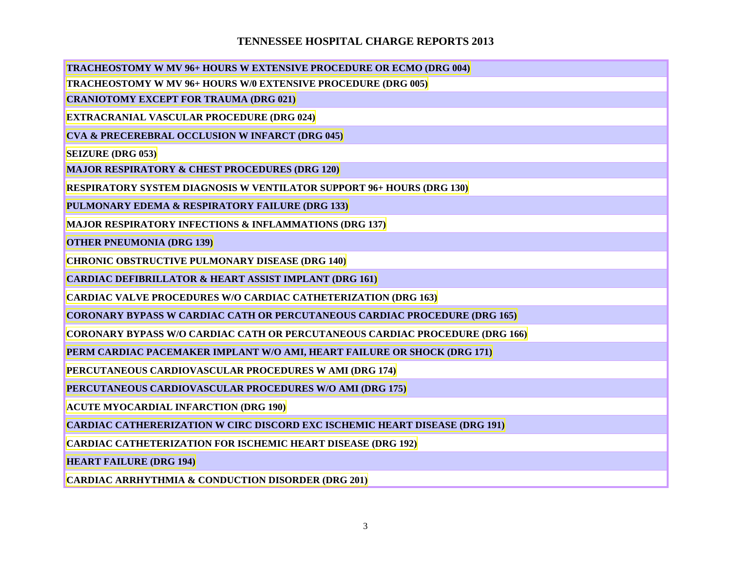# TENNESSEE HOSPITAL CHARGE REPORTS 2013

| |
|---|
| **TRACHEOSTOMY W MV 96+ HOURS W EXTENSIVE PROCEDURE OR ECMO (DRG 004)** |
| **TRACHEOSTOMY W MV 96+ HOURS W/0 EXTENSIVE PROCEDURE (DRG 005)** |
| **CRANIOTOMY EXCEPT FOR TRAUMA (DRG 021)** |
| **EXTRACRANIAL VASCULAR PROCEDURE (DRG 024)** |
| **CVA & PRECEREBRAL OCCLUSION W INFARCT (DRG 045)** |
| **SEIZURE (DRG 053)** |
| **MAJOR RESPIRATORY & CHEST PROCEDURES (DRG 120)** |
| **RESPIRATORY SYSTEM DIAGNOSIS W VENTILATOR SUPPORT 96+ HOURS (DRG 130)** |
| **PULMONARY EDEMA & RESPIRATORY FAILURE (DRG 133)** |
| **MAJOR RESPIRATORY INFECTIONS & INFLAMMATIONS (DRG 137)** |
| **OTHER PNEUMONIA (DRG 139)** |
| **CHRONIC OBSTRUCTIVE PULMONARY DISEASE (DRG 140)** |
| **CARDIAC DEFIBRILLATOR & HEART ASSIST IMPLANT (DRG 161)** |
| **CARDIAC VALVE PROCEDURES W/O CARDIAC CATHETERIZATION (DRG 163)** |
| **CORONARY BYPASS W CARDIAC CATH OR PERCUTANEOUS CARDIAC PROCEDURE (DRG 165)** |
| **CORONARY BYPASS W/O CARDIAC CATH OR PERCUTANEOUS CARDIAC PROCEDURE (DRG 166)** |
| **PERM CARDIAC PACEMAKER IMPLANT W/O AMI, HEART FAILURE OR SHOCK (DRG 171)** |
| **PERCUTANEOUS CARDIOVASCULAR PROCEDURES W AMI (DRG 174)** |
| **PERCUTANEOUS CARDIOVASCULAR PROCEDURES W/O AMI (DRG 175)** |
| **ACUTE MYOCARDIAL INFARCTION (DRG 190)** |
| **CARDIAC CATHERERIZATION W CIRC DISCORD EXC ISCHEMIC HEART DISEASE (DRG 191)** |
| **CARDIAC CATHETERIZATION FOR ISCHEMIC HEART DISEASE (DRG 192)** |
| **HEART FAILURE (DRG 194)** |
| **CARDIAC ARRHYTHMIA & CONDUCTION DISORDER (DRG 201)** |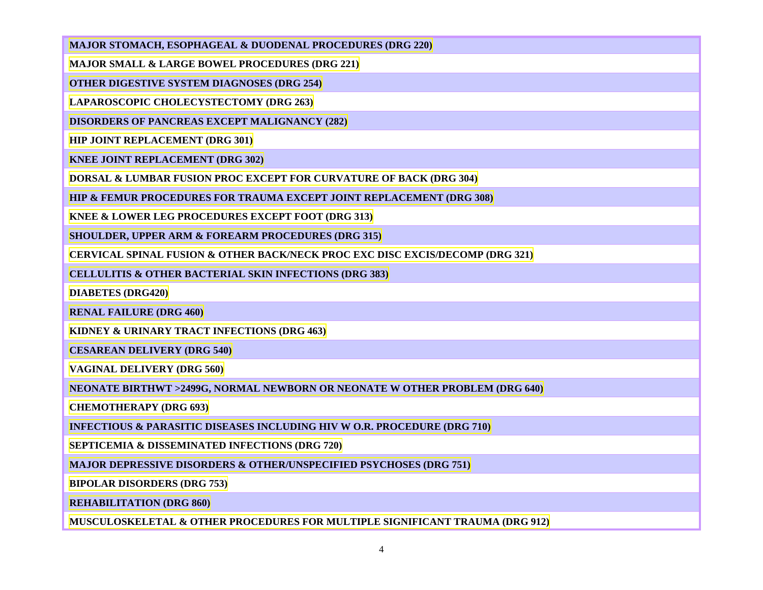| |
|---|
| **MAJOR STOMACH, ESOPHAGEAL & DUODENAL PROCEDURES (DRG 220)** |
| **MAJOR SMALL & LARGE BOWEL PROCEDURES (DRG 221)** |
| **OTHER DIGESTIVE SYSTEM DIAGNOSES (DRG 254)** |
| **LAPAROSCOPIC CHOLECYSTECTOMY (DRG 263)** |
| **DISORDERS OF PANCREAS EXCEPT MALIGNANCY (282)** |
| **HIP JOINT REPLACEMENT (DRG 301)** |
| **KNEE JOINT REPLACEMENT (DRG 302)** |
| **DORSAL & LUMBAR FUSION PROC EXCEPT FOR CURVATURE OF BACK (DRG 304)** |
| **HIP & FEMUR PROCEDURES FOR TRAUMA EXCEPT JOINT REPLACEMENT (DRG 308)** |
| **KNEE & LOWER LEG PROCEDURES EXCEPT FOOT (DRG 313)** |
| **SHOULDER, UPPER ARM & FOREARM PROCEDURES (DRG 315)** |
| **CERVICAL SPINAL FUSION & OTHER BACK/NECK PROC EXC DISC EXCIS/DECOMP (DRG 321)** |
| **CELLULITIS & OTHER BACTERIAL SKIN INFECTIONS (DRG 383)** |
| **DIABETES (DRG420)** |
| **RENAL FAILURE (DRG 460)** |
| **KIDNEY & URINARY TRACT INFECTIONS (DRG 463)** |
| **CESAREAN DELIVERY (DRG 540)** |
| **VAGINAL DELIVERY (DRG 560)** |
| **NEONATE BIRTHWT >2499G, NORMAL NEWBORN OR NEONATE W OTHER PROBLEM (DRG 640)** |
| **CHEMOTHERAPY (DRG 693)** |
| **INFECTIOUS & PARASITIC DISEASES INCLUDING HIV W O.R. PROCEDURE (DRG 710)** |
| **SEPTICEMIA & DISSEMINATED INFECTIONS (DRG 720)** |
| **MAJOR DEPRESSIVE DISORDERS & OTHER/UNSPECIFIED PSYCHOSES (DRG 751)** |
| **BIPOLAR DISORDERS (DRG 753)** |
| **REHABILITATION (DRG 860)** |
| **MUSCULOSKELETAL & OTHER PROCEDURES FOR MULTIPLE SIGNIFICANT TRAUMA (DRG 912)** |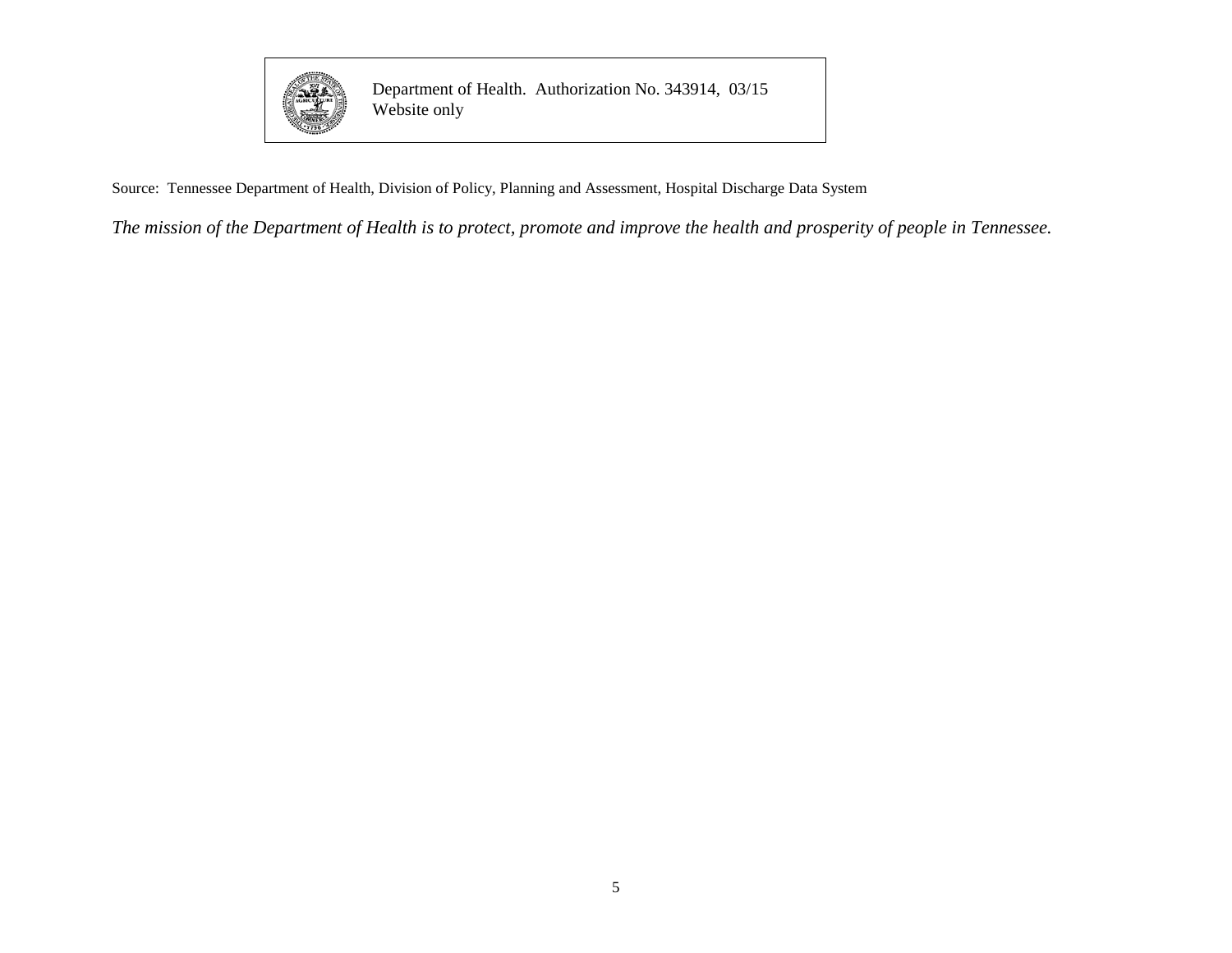Department of Health. Authorization No. 343914, 03/15
Website only

Source: Tennessee Department of Health, Division of Policy, Planning and Assessment, Hospital Discharge Data System

*The mission of the Department of Health is to protect, promote and improve the health and prosperity of people in Tennessee.*